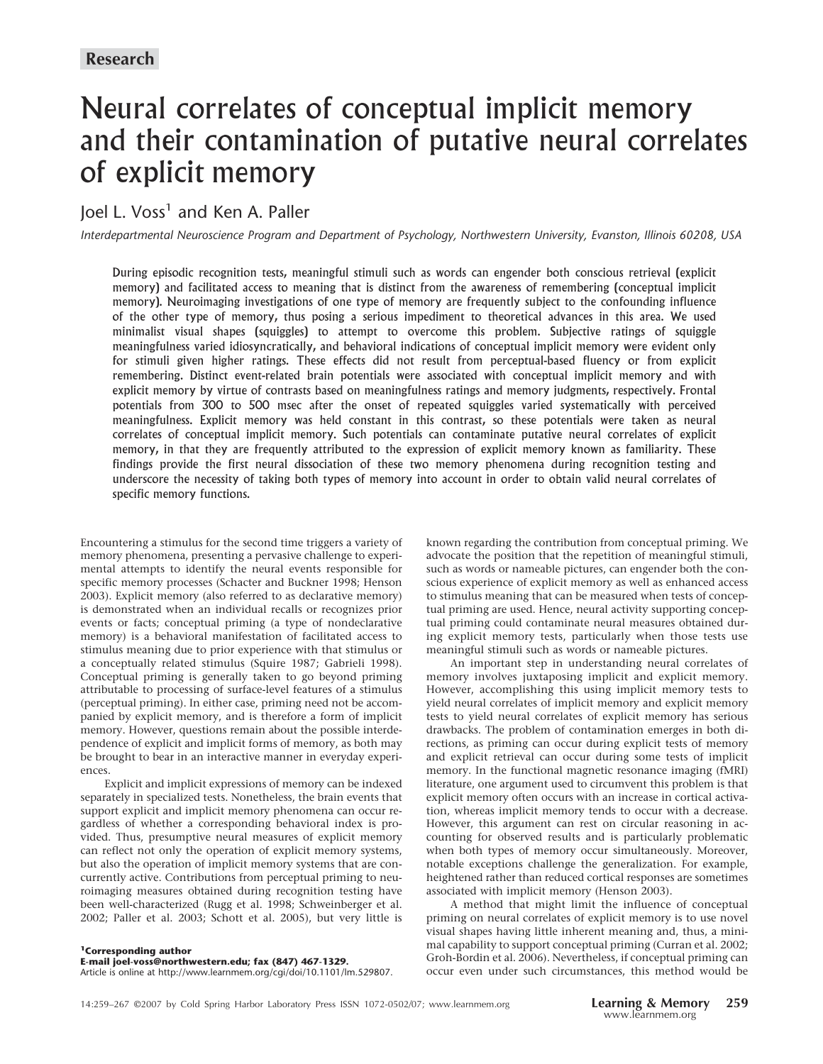Research

# Neural correlates of conceptual implicit memory and their contamination of putative neural correlates of explicit memory

Joel L. Voss[1] and Ken A. Paller

*Interdepartmental Neuroscience Program and Department of Psychology, Northwestern University, Evanston, Illinois 60208, USA*

**During episodic recognition tests, meaningful stimuli such as words can engender both conscious retrieval (explicit memory) and facilitated access to meaning that is distinct from the awareness of remembering (conceptual implicit memory). Neuroimaging investigations of one type of memory are frequently subject to the confounding influence of the other type of memory, thus posing a serious impediment to theoretical advances in this area. We used minimalist visual shapes (squiggles) to attempt to overcome this problem. Subjective ratings of squiggle meaningfulness varied idiosyncratically, and behavioral indications of conceptual implicit memory were evident only for stimuli given higher ratings. These effects did not result from perceptual-based fluency or from explicit remembering. Distinct event-related brain potentials were associated with conceptual implicit memory and with explicit memory by virtue of contrasts based on meaningfulness ratings and memory judgments, respectively. Frontal potentials from 300 to 500 msec after the onset of repeated squiggles varied systematically with perceived meaningfulness. Explicit memory was held constant in this contrast, so these potentials were taken as neural correlates of conceptual implicit memory. Such potentials can contaminate putative neural correlates of explicit memory, in that they are frequently attributed to the expression of explicit memory known as familiarity. These findings provide the first neural dissociation of these two memory phenomena during recognition testing and underscore the necessity of taking both types of memory into account in order to obtain valid neural correlates of specific memory functions.**

Encountering a stimulus for the second time triggers a variety of memory phenomena, presenting a pervasive challenge to experimental attempts to identify the neural events responsible for specific memory processes (Schacter and Buckner 1998; Henson 2003). Explicit memory (also referred to as declarative memory) is demonstrated when an individual recalls or recognizes prior events or facts; conceptual priming (a type of nondeclarative memory) is a behavioral manifestation of facilitated access to stimulus meaning due to prior experience with that stimulus or a conceptually related stimulus (Squire 1987; Gabrieli 1998). Conceptual priming is generally taken to go beyond priming attributable to processing of surface-level features of a stimulus (perceptual priming). In either case, priming need not be accompanied by explicit memory, and is therefore a form of implicit memory. However, questions remain about the possible interdependence of explicit and implicit forms of memory, as both may be brought to bear in an interactive manner in everyday experiences.

Explicit and implicit expressions of memory can be indexed separately in specialized tests. Nonetheless, the brain events that support explicit and implicit memory phenomena can occur regardless of whether a corresponding behavioral index is provided. Thus, presumptive neural measures of explicit memory can reflect not only the operation of explicit memory systems, but also the operation of implicit memory systems that are concurrently active. Contributions from perceptual priming to neuroimaging measures obtained during recognition testing have been well-characterized (Rugg et al. 1998; Schweinberger et al. 2002; Paller et al. 2003; Schott et al. 2005), but very little is known regarding the contribution from conceptual priming. We advocate the position that the repetition of meaningful stimuli, such as words or nameable pictures, can engender both the conscious experience of explicit memory as well as enhanced access to stimulus meaning that can be measured when tests of conceptual priming are used. Hence, neural activity supporting conceptual priming could contaminate neural measures obtained during explicit memory tests, particularly when those tests use meaningful stimuli such as words or nameable pictures.

An important step in understanding neural correlates of memory involves juxtaposing implicit and explicit memory. However, accomplishing this using implicit memory tests to yield neural correlates of implicit memory and explicit memory tests to yield neural correlates of explicit memory has serious drawbacks. The problem of contamination emerges in both directions, as priming can occur during explicit tests of memory and explicit retrieval can occur during some tests of implicit memory. In the functional magnetic resonance imaging (fMRI) literature, one argument used to circumvent this problem is that explicit memory often occurs with an increase in cortical activation, whereas implicit memory tends to occur with a decrease. However, this argument can rest on circular reasoning in accounting for observed results and is particularly problematic when both types of memory occur simultaneously. Moreover, notable exceptions challenge the generalization. For example, heightened rather than reduced cortical responses are sometimes associated with implicit memory (Henson 2003).

A method that might limit the influence of conceptual priming on neural correlates of explicit memory is to use novel visual shapes having little inherent meaning and, thus, a minimal capability to support conceptual priming (Curran et al. 2002; Groh-Bordin et al. 2006). Nevertheless, if conceptual priming can occur even under such circumstances, this method would be

[1]**Corresponding author**
**E-mail joel-voss@northwestern.edu; fax (847) 467-1329.**
Article is online at http://www.learnmem.org/cgi/doi/10.1101/lm.529807.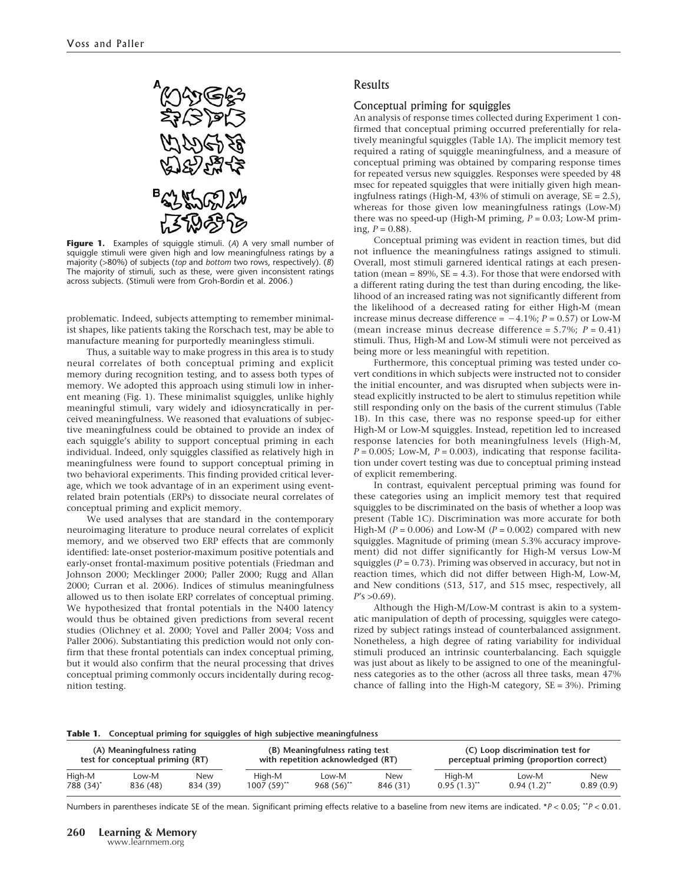**Figure 1.** Examples of squiggle stimuli. (*A*) A very small number of squiggle stimuli were given high and low meaningfulness ratings by a majority (>80%) of subjects (*top* and *bottom* two rows, respectively). (*B*) The majority of stimuli, such as these, were given inconsistent ratings across subjects. (Stimuli were from Groh-Bordin et al. 2006.)

problematic. Indeed, subjects attempting to remember minimalist shapes, like patients taking the Rorschach test, may be able to manufacture meaning for purportedly meaningless stimuli.

Thus, a suitable way to make progress in this area is to study neural correlates of both conceptual priming and explicit memory during recognition testing, and to assess both types of memory. We adopted this approach using stimuli low in inherent meaning (Fig. 1). These minimalist squiggles, unlike highly meaningful stimuli, vary widely and idiosyncratically in perceived meaningfulness. We reasoned that evaluations of subjective meaningfulness could be obtained to provide an index of each squiggle's ability to support conceptual priming in each individual. Indeed, only squiggles classified as relatively high in meaningfulness were found to support conceptual priming in two behavioral experiments. This finding provided critical leverage, which we took advantage of in an experiment using event-related brain potentials (ERPs) to dissociate neural correlates of conceptual priming and explicit memory.

We used analyses that are standard in the contemporary neuroimaging literature to produce neural correlates of explicit memory, and we observed two ERP effects that are commonly identified: late-onset posterior-maximum positive potentials and early-onset frontal-maximum positive potentials (Friedman and Johnson 2000; Mecklinger 2000; Paller 2000; Rugg and Allan 2000; Curran et al. 2006). Indices of stimulus meaningfulness allowed us to then isolate ERP correlates of conceptual priming. We hypothesized that frontal potentials in the N400 latency would thus be obtained given predictions from several recent studies (Olichney et al. 2000; Yovel and Paller 2004; Voss and Paller 2006). Substantiating this prediction would not only confirm that these frontal potentials can index conceptual priming, but it would also confirm that the neural processing that drives conceptual priming commonly occurs incidentally during recognition testing.

## Results

### Conceptual priming for squiggles

An analysis of response times collected during Experiment 1 confirmed that conceptual priming occurred preferentially for relatively meaningful squiggles (Table 1A). The implicit memory test required a rating of squiggle meaningfulness, and a measure of conceptual priming was obtained by comparing response times for repeated versus new squiggles. Responses were speeded by 48 msec for repeated squiggles that were initially given high meaningfulness ratings (High-M, 43% of stimuli on average, SE = 2.5), whereas for those given low meaningfulness ratings (Low-M) there was no speed-up (High-M priming, $P = 0.03$; Low-M priming, $P = 0.88$).

Conceptual priming was evident in reaction times, but did not influence the meaningfulness ratings assigned to stimuli. Overall, most stimuli garnered identical ratings at each presentation (mean = 89%, SE = 4.3). For those that were endorsed with a different rating during the test than during encoding, the likelihood of an increased rating was not significantly different from the likelihood of a decreased rating for either High-M (mean increase minus decrease difference = −4.1%; $P = 0.57$) or Low-M (mean increase minus decrease difference = 5.7%; $P = 0.41$) stimuli. Thus, High-M and Low-M stimuli were not perceived as being more or less meaningful with repetition.

Furthermore, this conceptual priming was tested under covert conditions in which subjects were instructed not to consider the initial encounter, and was disrupted when subjects were instead explicitly instructed to be alert to stimulus repetition while still responding only on the basis of the current stimulus (Table 1B). In this case, there was no response speed-up for either High-M or Low-M squiggles. Instead, repetition led to increased response latencies for both meaningfulness levels (High-M, $P = 0.005$; Low-M, $P = 0.003$), indicating that response facilitation under covert testing was due to conceptual priming instead of explicit remembering.

In contrast, equivalent perceptual priming was found for these categories using an implicit memory test that required squiggles to be discriminated on the basis of whether a loop was present (Table 1C). Discrimination was more accurate for both High-M ($P = 0.006$) and Low-M ($P = 0.002$) compared with new squiggles. Magnitude of priming (mean 5.3% accuracy improvement) did not differ significantly for High-M versus Low-M squiggles ($P = 0.73$). Priming was observed in accuracy, but not in reaction times, which did not differ between High-M, Low-M, and New conditions (513, 517, and 515 msec, respectively, all $P$'s >0.69).

Although the High-M/Low-M contrast is akin to a systematic manipulation of depth of processing, squiggles were categorized by subject ratings instead of counterbalanced assignment. Nonetheless, a high degree of rating variability for individual stimuli produced an intrinsic counterbalancing. Each squiggle was just about as likely to be assigned to one of the meaningfulness categories as to the other (across all three tasks, mean 47% chance of falling into the High-M category, SE = 3%). Priming

**Table 1.** Conceptual priming for squiggles of high subjective meaningfulness

| (A) Meaningfulness rating test for conceptual priming (RT) | | | (B) Meaningfulness rating test with repetition acknowledged (RT) | | | (C) Loop discrimination test for perceptual priming (proportion correct) | | |
|---|---|---|---|---|---|---|---|---|
| High-M | Low-M | New | High-M | Low-M | New | High-M | Low-M | New |
| 788 (34)* | 836 (48) | 834 (39) | 1007 (59)** | 968 (56)** | 846 (31) | 0.95 (1.3)** | 0.94 (1.2)** | 0.89 (0.9) |

Numbers in parentheses indicate SE of the mean. Significant priming effects relative to a baseline from new items are indicated. *$P < 0.05$; **$P < 0.01$.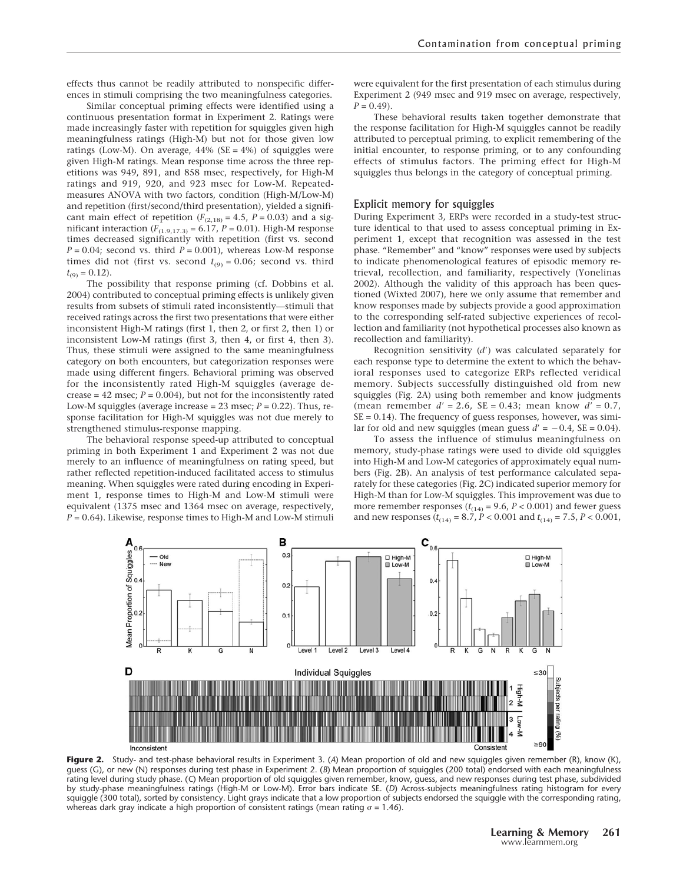effects thus cannot be readily attributed to nonspecific differences in stimuli comprising the two meaningfulness categories.

Similar conceptual priming effects were identified using a continuous presentation format in Experiment 2. Ratings were made increasingly faster with repetition for squiggles given high meaningfulness ratings (High-M) but not for those given low ratings (Low-M). On average, 44% (SE = 4%) of squiggles were given High-M ratings. Mean response time across the three repetitions was 949, 891, and 858 msec, respectively, for High-M ratings and 919, 920, and 923 msec for Low-M. Repeated-measures ANOVA with two factors, condition (High-M/Low-M) and repetition (first/second/third presentation), yielded a significant main effect of repetition ($F_{(2,18)} = 4.5$, $P = 0.03$) and a significant interaction ($F_{(1.9,17.3)} = 6.17$, $P = 0.01$). High-M response times decreased significantly with repetition (first vs. second $P = 0.04$; second vs. third $P = 0.001$), whereas Low-M response times did not (first vs. second $t_{(9)} = 0.06$; second vs. third $t_{(9)} = 0.12$).

The possibility that response priming (cf. Dobbins et al. 2004) contributed to conceptual priming effects is unlikely given results from subsets of stimuli rated inconsistently—stimuli that received ratings across the first two presentations that were either inconsistent High-M ratings (first 1, then 2, or first 2, then 1) or inconsistent Low-M ratings (first 3, then 4, or first 4, then 3). Thus, these stimuli were assigned to the same meaningfulness category on both encounters, but categorization responses were made using different fingers. Behavioral priming was observed for the inconsistently rated High-M squiggles (average decrease = 42 msec; $P = 0.004$), but not for the inconsistently rated Low-M squiggles (average increase = 23 msec; $P = 0.22$). Thus, response facilitation for High-M squiggles was not due merely to strengthened stimulus-response mapping.

The behavioral response speed-up attributed to conceptual priming in both Experiment 1 and Experiment 2 was not due merely to an influence of meaningfulness on rating speed, but rather reflected repetition-induced facilitated access to stimulus meaning. When squiggles were rated during encoding in Experiment 1, response times to High-M and Low-M stimuli were equivalent (1375 msec and 1364 msec on average, respectively, $P = 0.64$). Likewise, response times to High-M and Low-M stimuli were equivalent for the first presentation of each stimulus during Experiment 2 (949 msec and 919 msec on average, respectively, $P = 0.49$).

These behavioral results taken together demonstrate that the response facilitation for High-M squiggles cannot be readily attributed to perceptual priming, to explicit remembering of the initial encounter, to response priming, or to any confounding effects of stimulus factors. The priming effect for High-M squiggles thus belongs in the category of conceptual priming.

## Explicit memory for squiggles

During Experiment 3, ERPs were recorded in a study-test structure identical to that used to assess conceptual priming in Experiment 1, except that recognition was assessed in the test phase. "Remember" and "know" responses were used by subjects to indicate phenomenological features of episodic memory retrieval, recollection, and familiarity, respectively (Yonelinas 2002). Although the validity of this approach has been questioned (Wixted 2007), here we only assume that remember and know responses made by subjects provide a good approximation to the corresponding self-rated subjective experiences of recollection and familiarity (not hypothetical processes also known as recollection and familiarity).

Recognition sensitivity ($d'$) was calculated separately for each response type to determine the extent to which the behavioral responses used to categorize ERPs reflected veridical memory. Subjects successfully distinguished old from new squiggles (Fig. 2A) using both remember and know judgments (mean remember $d' = 2.6$, SE = 0.43; mean know $d' = 0.7$, SE = 0.14). The frequency of guess responses, however, was similar for old and new squiggles (mean guess $d' = -0.4$, SE = 0.04).

To assess the influence of stimulus meaningfulness on memory, study-phase ratings were used to divide old squiggles into High-M and Low-M categories of approximately equal numbers (Fig. 2B). An analysis of test performance calculated separately for these categories (Fig. 2C) indicated superior memory for High-M than for Low-M squiggles. This improvement was due to more remember responses ($t_{(14)} = 9.6$, $P < 0.001$) and fewer guess and new responses ($t_{(14)} = 8.7$, $P < 0.001$ and $t_{(14)} = 7.5$, $P < 0.001$,

**Figure 2.** Study- and test-phase behavioral results in Experiment 3. (*A*) Mean proportion of old and new squiggles given remember (R), know (K), guess (G), or new (N) responses during test phase in Experiment 2. (*B*) Mean proportion of squiggles (200 total) endorsed with each meaningfulness rating level during study phase. (*C*) Mean proportion of old squiggles given remember, know, guess, and new responses during test phase, subdivided by study-phase meaningfulness ratings (High-M or Low-M). Error bars indicate SE. (*D*) Across-subjects meaningfulness rating histogram for every squiggle (300 total), sorted by consistency. Light grays indicate that a low proportion of subjects endorsed the squiggle with the corresponding rating, whereas dark gray indicate a high proportion of consistent ratings (mean rating $\sigma = 1.46$).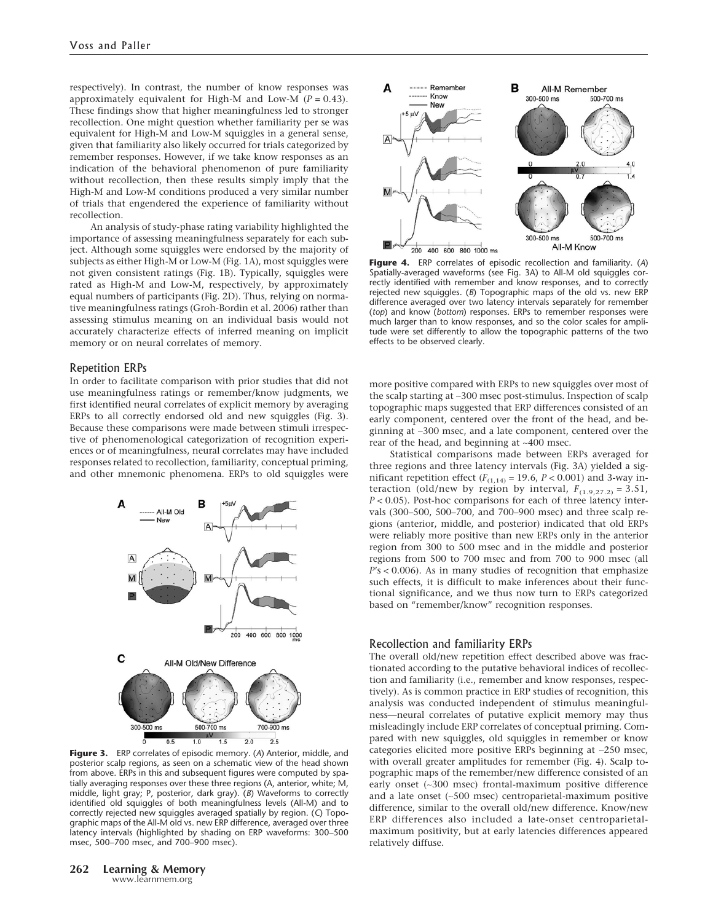respectively). In contrast, the number of know responses was approximately equivalent for High-M and Low-M ($P = 0.43$). These findings show that higher meaningfulness led to stronger recollection. One might question whether familiarity per se was equivalent for High-M and Low-M squiggles in a general sense, given that familiarity also likely occurred for trials categorized by remember responses. However, if we take know responses as an indication of the behavioral phenomenon of pure familiarity without recollection, then these results simply imply that the High-M and Low-M conditions produced a very similar number of trials that engendered the experience of familiarity without recollection.

An analysis of study-phase rating variability highlighted the importance of assessing meaningfulness separately for each subject. Although some squiggles were endorsed by the majority of subjects as either High-M or Low-M (Fig. 1A), most squiggles were not given consistent ratings (Fig. 1B). Typically, squiggles were rated as High-M and Low-M, respectively, by approximately equal numbers of participants (Fig. 2D). Thus, relying on normative meaningfulness ratings (Groh-Bordin et al. 2006) rather than assessing stimulus meaning on an individual basis would not accurately characterize effects of inferred meaning on implicit memory or on neural correlates of memory.

## Repetition ERPs

In order to facilitate comparison with prior studies that did not use meaningfulness ratings or remember/know judgments, we first identified neural correlates of explicit memory by averaging ERPs to all correctly endorsed old and new squiggles (Fig. 3). Because these comparisons were made between stimuli irrespective of phenomenological categorization of recognition experiences or of meaningfulness, neural correlates may have included responses related to recollection, familiarity, conceptual priming, and other mnemonic phenomena. ERPs to old squiggles were more positive compared with ERPs to new squiggles over most of the scalp starting at ~300 msec post-stimulus. Inspection of scalp topographic maps suggested that ERP differences consisted of an early component, centered over the front of the head, and beginning at ~300 msec, and a late component, centered over the rear of the head, and beginning at ~400 msec.

**Figure 3.** ERP correlates of episodic memory. (*A*) Anterior, middle, and posterior scalp regions, as seen on a schematic view of the head shown from above. ERPs in this and subsequent figures were computed by spatially averaging responses over these three regions (A, anterior, white; M, middle, light gray; P, posterior, dark gray). (*B*) Waveforms to correctly identified old squiggles of both meaningfulness levels (All-M) and to correctly rejected new squiggles averaged spatially by region. (*C*) Topographic maps of the All-M old vs. new ERP difference, averaged over three latency intervals (highlighted by shading on ERP waveforms: 300–500 msec, 500–700 msec, and 700–900 msec).

Statistical comparisons made between ERPs averaged for three regions and three latency intervals (Fig. 3A) yielded a significant repetition effect ($F_{(1,14)} = 19.6$, $P < 0.001$) and 3-way interaction (old/new by region by interval, $F_{(1.9,27.2)} = 3.51$, $P < 0.05$). Post-hoc comparisons for each of three latency intervals (300–500, 500–700, and 700–900 msec) and three scalp regions (anterior, middle, and posterior) indicated that old ERPs were reliably more positive than new ERPs only in the anterior region from 300 to 500 msec and in the middle and posterior regions from 500 to 700 msec and from 700 to 900 msec (all $P$'s $< 0.006$). As in many studies of recognition that emphasize such effects, it is difficult to make inferences about their functional significance, and we thus now turn to ERPs categorized based on "remember/know" recognition responses.

**Figure 4.** ERP correlates of episodic recollection and familiarity. (*A*) Spatially-averaged waveforms (see Fig. 3A) to All-M old squiggles correctly identified with remember and know responses, and to correctly rejected new squiggles. (*B*) Topographic maps of the old vs. new ERP difference averaged over two latency intervals separately for remember (*top*) and know (*bottom*) responses. ERPs to remember responses were much larger than to know responses, and so the color scales for amplitude were set differently to allow the topographic patterns of the two effects to be observed clearly.

## Recollection and familiarity ERPs

The overall old/new repetition effect described above was fractionated according to the putative behavioral indices of recollection and familiarity (i.e., remember and know responses, respectively). As is common practice in ERP studies of recognition, this analysis was conducted independent of stimulus meaningfulness—neural correlates of putative explicit memory may thus misleadingly include ERP correlates of conceptual priming. Compared with new squiggles, old squiggles in remember or know categories elicited more positive ERPs beginning at ~250 msec, with overall greater amplitudes for remember (Fig. 4). Scalp topographic maps of the remember/new difference consisted of an early onset (~300 msec) frontal-maximum positive difference and a late onset (~500 msec) centroparietal-maximum positive difference, similar to the overall old/new difference. Know/new ERP differences also included a late-onset centroparietal-maximum positivity, but at early latencies differences appeared relatively diffuse.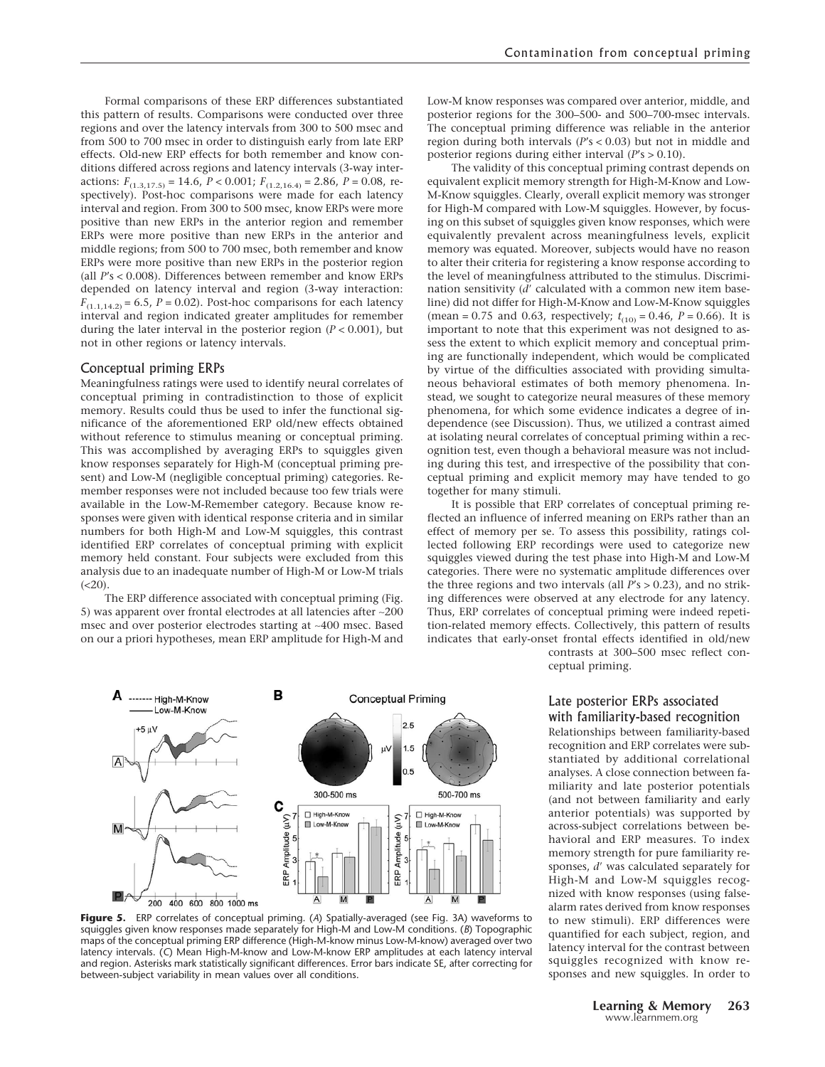Formal comparisons of these ERP differences substantiated this pattern of results. Comparisons were conducted over three regions and over the latency intervals from 300 to 500 msec and from 500 to 700 msec in order to distinguish early from late ERP effects. Old-new ERP effects for both remember and know conditions differed across regions and latency intervals (3-way interactions: $F_{(1.3,17.5)} = 14.6$, $P < 0.001$; $F_{(1.2,16.4)} = 2.86$, $P = 0.08$, respectively). Post-hoc comparisons were made for each latency interval and region. From 300 to 500 msec, know ERPs were more positive than new ERPs in the anterior region and remember ERPs were more positive than new ERPs in the anterior and middle regions; from 500 to 700 msec, both remember and know ERPs were more positive than new ERPs in the posterior region (all $P$'s < 0.008). Differences between remember and know ERPs depended on latency interval and region (3-way interaction: $F_{(1.1,14.2)} = 6.5$, $P = 0.02$). Post-hoc comparisons for each latency interval and region indicated greater amplitudes for remember during the later interval in the posterior region ($P < 0.001$), but not in other regions or latency intervals.

## Conceptual priming ERPs

Meaningfulness ratings were used to identify neural correlates of conceptual priming in contradistinction to those of explicit memory. Results could thus be used to infer the functional significance of the aforementioned ERP old/new effects obtained without reference to stimulus meaning or conceptual priming. This was accomplished by averaging ERPs to squiggles given know responses separately for High-M (conceptual priming present) and Low-M (negligible conceptual priming) categories. Remember responses were not included because too few trials were available in the Low-M-Remember category. Because know responses were given with identical response criteria and in similar numbers for both High-M and Low-M squiggles, this contrast identified ERP correlates of conceptual priming with explicit memory held constant. Four subjects were excluded from this analysis due to an inadequate number of High-M or Low-M trials (<20).

The ERP difference associated with conceptual priming (Fig. 5) was apparent over frontal electrodes at all latencies after ~200 msec and over posterior electrodes starting at ~400 msec. Based on our a priori hypotheses, mean ERP amplitude for High-M and Low-M know responses was compared over anterior, middle, and posterior regions for the 300–500- and 500–700-msec intervals. The conceptual priming difference was reliable in the anterior region during both intervals ($P$'s < 0.03) but not in middle and posterior regions during either interval ($P$'s > 0.10).

The validity of this conceptual priming contrast depends on equivalent explicit memory strength for High-M-Know and Low-M-Know squiggles. Clearly, overall explicit memory was stronger for High-M compared with Low-M squiggles. However, by focusing on this subset of squiggles given know responses, which were equivalently prevalent across meaningfulness levels, explicit memory was equated. Moreover, subjects would have no reason to alter their criteria for registering a know response according to the level of meaningfulness attributed to the stimulus. Discrimination sensitivity ($d'$ calculated with a common new item baseline) did not differ for High-M-Know and Low-M-Know squiggles (mean = 0.75 and 0.63, respectively; $t_{(10)} = 0.46$, $P = 0.66$). It is important to note that this experiment was not designed to assess the extent to which explicit memory and conceptual priming are functionally independent, which would be complicated by virtue of the difficulties associated with providing simultaneous behavioral estimates of both memory phenomena. Instead, we sought to categorize neural measures of these memory phenomena, for which some evidence indicates a degree of independence (see Discussion). Thus, we utilized a contrast aimed at isolating neural correlates of conceptual priming within a recognition test, even though a behavioral measure was not including during this test, and irrespective of the possibility that conceptual priming and explicit memory may have tended to go together for many stimuli.

It is possible that ERP correlates of conceptual priming reflected an influence of inferred meaning on ERPs rather than an effect of memory per se. To assess this possibility, ratings collected following ERP recordings were used to categorize new squiggles viewed during the test phase into High-M and Low-M categories. There were no systematic amplitude differences over the three regions and two intervals (all $P$'s > 0.23), and no striking differences were observed at any electrode for any latency. Thus, ERP correlates of conceptual priming were indeed repetition-related memory effects. Collectively, this pattern of results indicates that early-onset frontal effects identified in old/new contrasts at 300–500 msec reflect conceptual priming.

**Figure 5.** ERP correlates of conceptual priming. (*A*) Spatially-averaged (see Fig. 3A) waveforms to squiggles given know responses made separately for High-M and Low-M conditions. (*B*) Topographic maps of the conceptual priming ERP difference (High-M-know minus Low-M-know) averaged over two latency intervals. (*C*) Mean High-M-know and Low-M-know ERP amplitudes at each latency interval and region. Asterisks mark statistically significant differences. Error bars indicate SE, after correcting for between-subject variability in mean values over all conditions.

## Late posterior ERPs associated with familiarity-based recognition

Relationships between familiarity-based recognition and ERP correlates were substantiated by additional correlational analyses. A close connection between familiarity and late posterior potentials (and not between familiarity and early anterior potentials) was supported by across-subject correlations between behavioral and ERP measures. To index memory strength for pure familiarity responses, $d'$ was calculated separately for High-M and Low-M squiggles recognized with know responses (using false-alarm rates derived from know responses to new stimuli). ERP differences were quantified for each subject, region, and latency interval for the contrast between squiggles recognized with know responses and new squiggles. In order to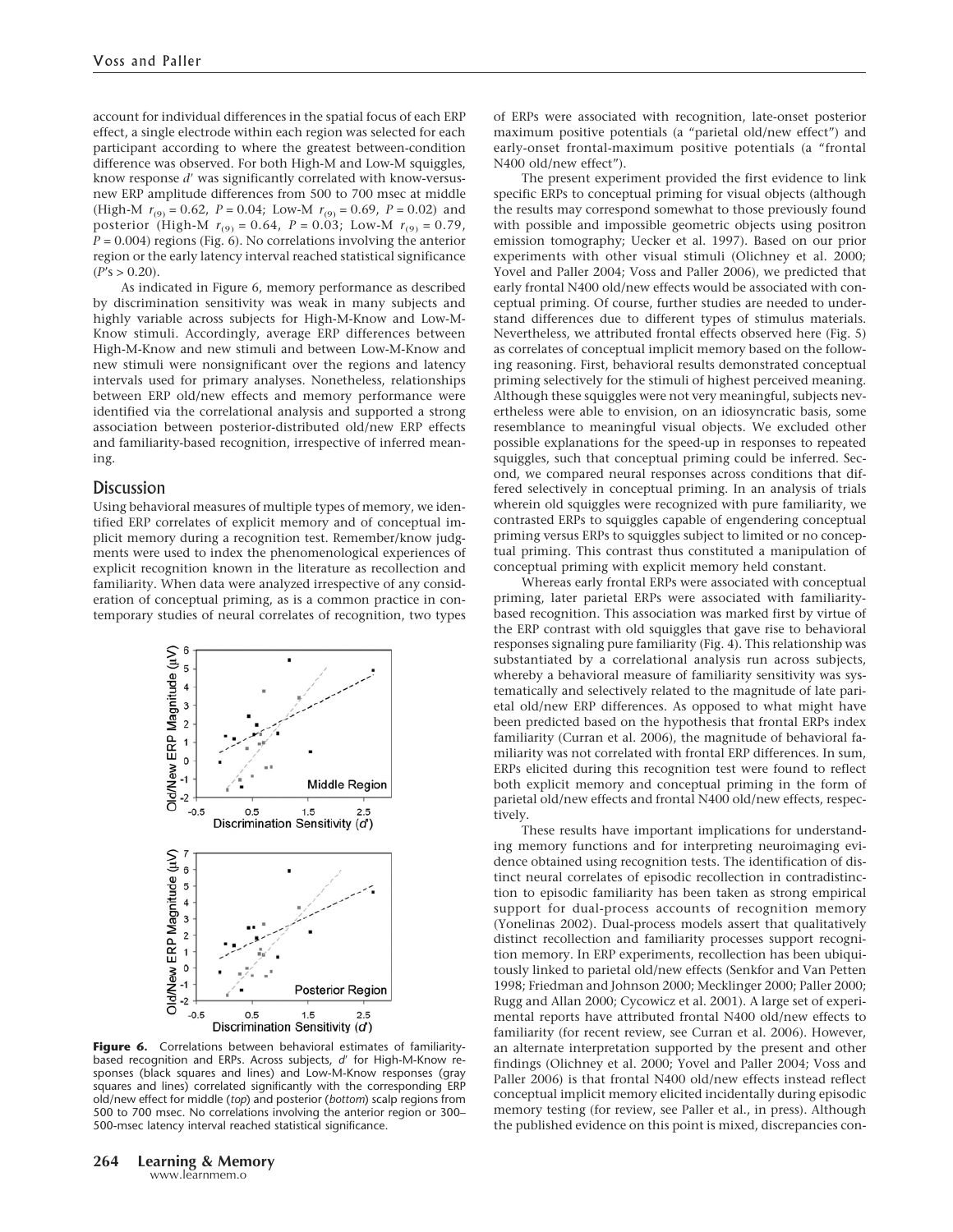account for individual differences in the spatial focus of each ERP effect, a single electrode within each region was selected for each participant according to where the greatest between-condition difference was observed. For both High-M and Low-M squiggles, know response $d'$ was significantly correlated with know-versus-new ERP amplitude differences from 500 to 700 msec at middle (High-M $r_{(9)} = 0.62$, $P = 0.04$; Low-M $r_{(9)} = 0.69$, $P = 0.02$) and posterior (High-M $r_{(9)} = 0.64$, $P = 0.03$; Low-M $r_{(9)} = 0.79$, $P = 0.004$) regions (Fig. 6). No correlations involving the anterior region or the early latency interval reached statistical significance ($P$'s > 0.20).

As indicated in Figure 6, memory performance as described by discrimination sensitivity was weak in many subjects and highly variable across subjects for High-M-Know and Low-M-Know stimuli. Accordingly, average ERP differences between High-M-Know and new stimuli and between Low-M-Know and new stimuli were nonsignificant over the regions and latency intervals used for primary analyses. Nonetheless, relationships between ERP old/new effects and memory performance were identified via the correlational analysis and supported a strong association between posterior-distributed old/new ERP effects and familiarity-based recognition, irrespective of inferred meaning.

## Discussion

Using behavioral measures of multiple types of memory, we identified ERP correlates of explicit memory and of conceptual implicit memory during a recognition test. Remember/know judgments were used to index the phenomenological experiences of explicit recognition known in the literature as recollection and familiarity. When data were analyzed irrespective of any consideration of conceptual priming, as is a common practice in contemporary studies of neural correlates of recognition, two types of ERPs were associated with recognition, late-onset posterior maximum positive potentials (a "parietal old/new effect") and early-onset frontal-maximum positive potentials (a "frontal N400 old/new effect").

**Figure 6.** Correlations between behavioral estimates of familiarity-based recognition and ERPs. Across subjects, $d'$ for High-M-Know responses (black squares and lines) and Low-M-Know responses (gray squares and lines) correlated significantly with the corresponding ERP old/new effect for middle (*top*) and posterior (*bottom*) scalp regions from 500 to 700 msec. No correlations involving the anterior region or 300–500-msec latency interval reached statistical significance.

The present experiment provided the first evidence to link specific ERPs to conceptual priming for visual objects (although the results may correspond somewhat to those previously found with possible and impossible geometric objects using positron emission tomography; Uecker et al. 1997). Based on our prior experiments with other visual stimuli (Olichney et al. 2000; Yovel and Paller 2004; Voss and Paller 2006), we predicted that early frontal N400 old/new effects would be associated with conceptual priming. Of course, further studies are needed to understand differences due to different types of stimulus materials. Nevertheless, we attributed frontal effects observed here (Fig. 5) as correlates of conceptual implicit memory based on the following reasoning. First, behavioral results demonstrated conceptual priming selectively for the stimuli of highest perceived meaning. Although these squiggles were not very meaningful, subjects nevertheless were able to envision, on an idiosyncratic basis, some resemblance to meaningful visual objects. We excluded other possible explanations for the speed-up in responses to repeated squiggles, such that conceptual priming could be inferred. Second, we compared neural responses across conditions that differed selectively in conceptual priming. In an analysis of trials wherein old squiggles were recognized with pure familiarity, we contrasted ERPs to squiggles capable of engendering conceptual priming versus ERPs to squiggles subject to limited or no conceptual priming. This contrast thus constituted a manipulation of conceptual priming with explicit memory held constant.

Whereas early frontal ERPs were associated with conceptual priming, later parietal ERPs were associated with familiarity-based recognition. This association was marked first by virtue of the ERP contrast with old squiggles that gave rise to behavioral responses signaling pure familiarity (Fig. 4). This relationship was substantiated by a correlational analysis run across subjects, whereby a behavioral measure of familiarity sensitivity was systematically and selectively related to the magnitude of late parietal old/new ERP differences. As opposed to what might have been predicted based on the hypothesis that frontal ERPs index familiarity (Curran et al. 2006), the magnitude of behavioral familiarity was not correlated with frontal ERP differences. In sum, ERPs elicited during this recognition test were found to reflect both explicit memory and conceptual priming in the form of parietal old/new effects and frontal N400 old/new effects, respectively.

These results have important implications for understanding memory functions and for interpreting neuroimaging evidence obtained using recognition tests. The identification of distinct neural correlates of episodic recollection in contradistinction to episodic familiarity has been taken as strong empirical support for dual-process accounts of recognition memory (Yonelinas 2002). Dual-process models assert that qualitatively distinct recollection and familiarity processes support recognition memory. In ERP experiments, recollection has been ubiquitously linked to parietal old/new effects (Senkfor and Van Petten 1998; Friedman and Johnson 2000; Mecklinger 2000; Paller 2000; Rugg and Allan 2000; Cycowicz et al. 2001). A large set of experimental reports have attributed frontal N400 old/new effects to familiarity (for recent review, see Curran et al. 2006). However, an alternate interpretation supported by the present and other findings (Olichney et al. 2000; Yovel and Paller 2004; Voss and Paller 2006) is that frontal N400 old/new effects instead reflect conceptual implicit memory elicited incidentally during episodic memory testing (for review, see Paller et al., in press). Although the published evidence on this point is mixed, discrepancies con-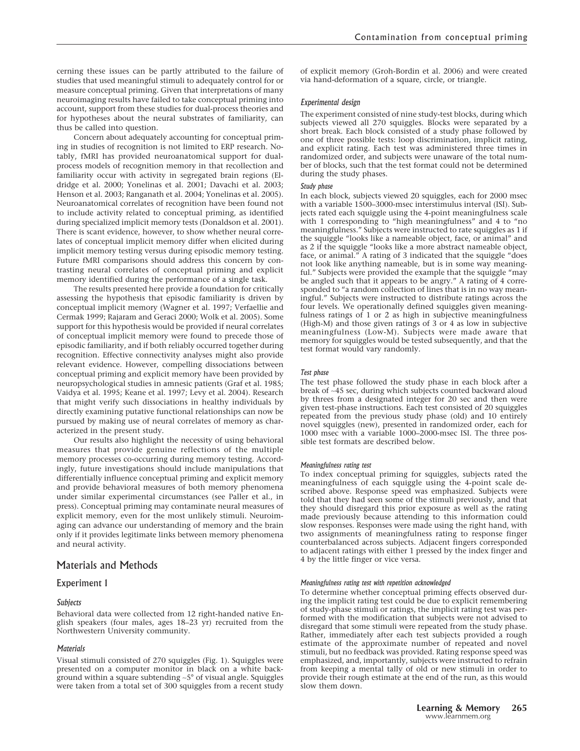cerning these issues can be partly attributed to the failure of studies that used meaningful stimuli to adequately control for or measure conceptual priming. Given that interpretations of many neuroimaging results have failed to take conceptual priming into account, support from these studies for dual-process theories and for hypotheses about the neural substrates of familiarity, can thus be called into question.

Concern about adequately accounting for conceptual priming in studies of recognition is not limited to ERP research. Notably, fMRI has provided neuroanatomical support for dual-process models of recognition memory in that recollection and familiarity occur with activity in segregated brain regions (Eldridge et al. 2000; Yonelinas et al. 2001; Davachi et al. 2003; Henson et al. 2003; Ranganath et al. 2004; Yonelinas et al. 2005). Neuroanatomical correlates of recognition have been found not to include activity related to conceptual priming, as identified during specialized implicit memory tests (Donaldson et al. 2001). There is scant evidence, however, to show whether neural correlates of conceptual implicit memory differ when elicited during implicit memory testing versus during episodic memory testing. Future fMRI comparisons should address this concern by contrasting neural correlates of conceptual priming and explicit memory identified during the performance of a single task.

The results presented here provide a foundation for critically assessing the hypothesis that episodic familiarity is driven by conceptual implicit memory (Wagner et al. 1997; Verfaellie and Cermak 1999; Rajaram and Geraci 2000; Wolk et al. 2005). Some support for this hypothesis would be provided if neural correlates of conceptual implicit memory were found to precede those of episodic familiarity, and if both reliably occurred together during recognition. Effective connectivity analyses might also provide relevant evidence. However, compelling dissociations between conceptual priming and explicit memory have been provided by neuropsychological studies in amnesic patients (Graf et al. 1985; Vaidya et al. 1995; Keane et al. 1997; Levy et al. 2004). Research that might verify such dissociations in healthy individuals by directly examining putative functional relationships can now be pursued by making use of neural correlates of memory as characterized in the present study.

Our results also highlight the necessity of using behavioral measures that provide genuine reflections of the multiple memory processes co-occurring during memory testing. Accordingly, future investigations should include manipulations that differentially influence conceptual priming and explicit memory and provide behavioral measures of both memory phenomena under similar experimental circumstances (see Paller et al., in press). Conceptual priming may contaminate neural measures of explicit memory, even for the most unlikely stimuli. Neuroimaging can advance our understanding of memory and the brain only if it provides legitimate links between memory phenomena and neural activity.

## Materials and Methods

### Experiment 1

#### *Subjects*

Behavioral data were collected from 12 right-handed native English speakers (four males, ages 18–23 yr) recruited from the Northwestern University community.

#### *Materials*

Visual stimuli consisted of 270 squiggles (Fig. 1). Squiggles were presented on a computer monitor in black on a white background within a square subtending ~5° of visual angle. Squiggles were taken from a total set of 300 squiggles from a recent study of explicit memory (Groh-Bordin et al. 2006) and were created via hand-deformation of a square, circle, or triangle.

#### *Experimental design*

The experiment consisted of nine study-test blocks, during which subjects viewed all 270 squiggles. Blocks were separated by a short break. Each block consisted of a study phase followed by one of three possible tests: loop discrimination, implicit rating, and explicit rating. Each test was administered three times in randomized order, and subjects were unaware of the total number of blocks, such that the test format could not be determined during the study phases.

##### *Study phase*

In each block, subjects viewed 20 squiggles, each for 2000 msec with a variable 1500–3000-msec interstimulus interval (ISI). Subjects rated each squiggle using the 4-point meaningfulness scale with 1 corresponding to "high meaningfulness" and 4 to "no meaningfulness." Subjects were instructed to rate squiggles as 1 if the squiggle "looks like a nameable object, face, or animal" and as 2 if the squiggle "looks like a more abstract nameable object, face, or animal." A rating of 3 indicated that the squiggle "does not look like anything nameable, but is in some way meaningful." Subjects were provided the example that the squiggle "may be angled such that it appears to be angry." A rating of 4 corresponded to "a random collection of lines that is in no way meaningful." Subjects were instructed to distribute ratings across the four levels. We operationally defined squiggles given meaningfulness ratings of 1 or 2 as high in subjective meaningfulness (High-M) and those given ratings of 3 or 4 as low in subjective meaningfulness (Low-M). Subjects were made aware that memory for squiggles would be tested subsequently, and that the test format would vary randomly.

##### *Test phase*

The test phase followed the study phase in each block after a break of ~45 sec, during which subjects counted backward aloud by threes from a designated integer for 20 sec and then were given test-phase instructions. Each test consisted of 20 squiggles repeated from the previous study phase (old) and 10 entirely novel squiggles (new), presented in randomized order, each for 1000 msec with a variable 1000–2000-msec ISI. The three possible test formats are described below.

##### *Meaningfulness rating test*

To index conceptual priming for squiggles, subjects rated the meaningfulness of each squiggle using the 4-point scale described above. Response speed was emphasized. Subjects were told that they had seen some of the stimuli previously, and that they should disregard this prior exposure as well as the rating made previously because attending to this information could slow responses. Responses were made using the right hand, with two assignments of meaningfulness rating to response finger counterbalanced across subjects. Adjacent fingers corresponded to adjacent ratings with either 1 pressed by the index finger and 4 by the little finger or vice versa.

##### *Meaningfulness rating test with repetition acknowledged*

To determine whether conceptual priming effects observed during the implicit rating test could be due to explicit remembering of study-phase stimuli or ratings, the implicit rating test was performed with the modification that subjects were not advised to disregard that some stimuli were repeated from the study phase. Rather, immediately after each test subjects provided a rough estimate of the approximate number of repeated and novel stimuli, but no feedback was provided. Rating response speed was emphasized, and, importantly, subjects were instructed to refrain from keeping a mental tally of old or new stimuli in order to provide their rough estimate at the end of the run, as this would slow them down.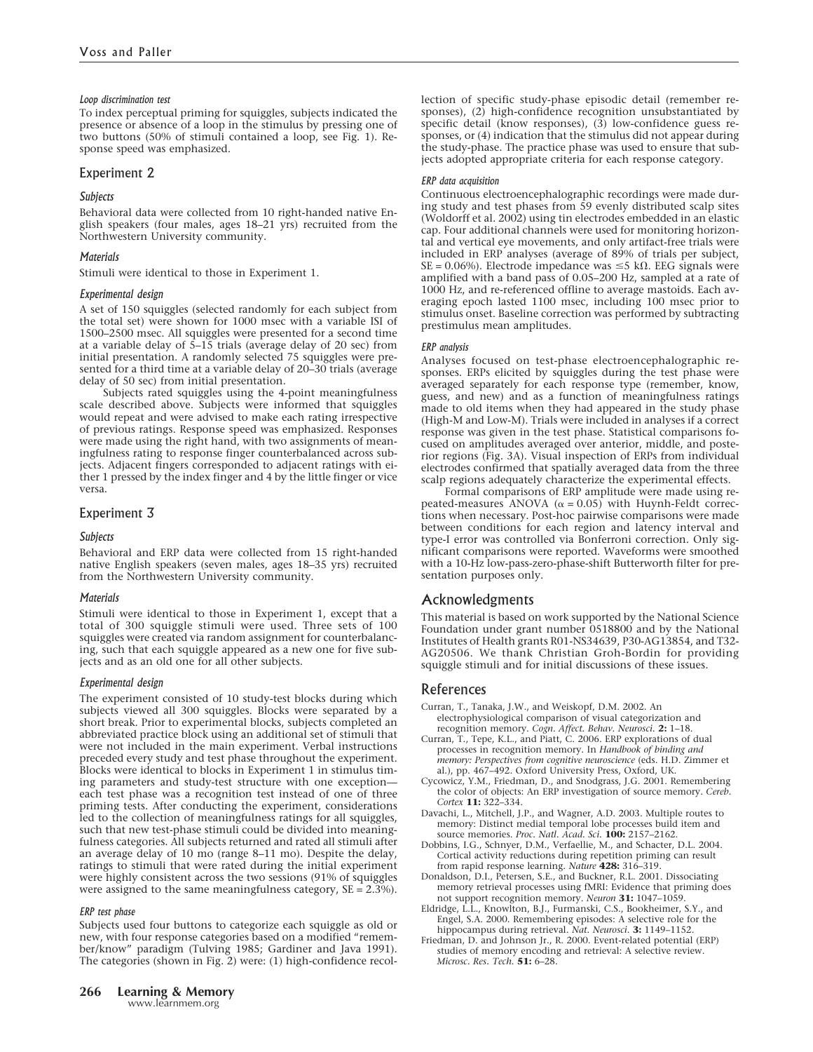#### *Loop discrimination test*

To index perceptual priming for squiggles, subjects indicated the presence or absence of a loop in the stimulus by pressing one of two buttons (50% of stimuli contained a loop, see Fig. 1). Response speed was emphasized.

## Experiment 2

#### *Subjects*

Behavioral data were collected from 10 right-handed native English speakers (four males, ages 18–21 yrs) recruited from the Northwestern University community.

#### *Materials*

Stimuli were identical to those in Experiment 1.

#### *Experimental design*

A set of 150 squiggles (selected randomly for each subject from the total set) were shown for 1000 msec with a variable ISI of 1500–2500 msec. All squiggles were presented for a second time at a variable delay of 5–15 trials (average delay of 20 sec) from initial presentation. A randomly selected 75 squiggles were presented for a third time at a variable delay of 20–30 trials (average delay of 50 sec) from initial presentation.

Subjects rated squiggles using the 4-point meaningfulness scale described above. Subjects were informed that squiggles would repeat and were advised to make each rating irrespective of previous ratings. Response speed was emphasized. Responses were made using the right hand, with two assignments of meaningfulness rating to response finger counterbalanced across subjects. Adjacent fingers corresponded to adjacent ratings with either 1 pressed by the index finger and 4 by the little finger or vice versa.

## Experiment 3

#### *Subjects*

Behavioral and ERP data were collected from 15 right-handed native English speakers (seven males, ages 18–35 yrs) recruited from the Northwestern University community.

#### *Materials*

Stimuli were identical to those in Experiment 1, except that a total of 300 squiggle stimuli were used. Three sets of 100 squiggles were created via random assignment for counterbalancing, such that each squiggle appeared as a new one for five subjects and as an old one for all other subjects.

#### *Experimental design*

The experiment consisted of 10 study-test blocks during which subjects viewed all 300 squiggles. Blocks were separated by a short break. Prior to experimental blocks, subjects completed an abbreviated practice block using an additional set of stimuli that were not included in the main experiment. Verbal instructions preceded every study and test phase throughout the experiment. Blocks were identical to blocks in Experiment 1 in stimulus timing parameters and study-test structure with one exception—each test phase was a recognition test instead of one of three priming tests. After conducting the experiment, considerations led to the collection of meaningfulness ratings for all squiggles, such that new test-phase stimuli could be divided into meaningfulness categories. All subjects returned and rated all stimuli after an average delay of 10 mo (range 8–11 mo). Despite the delay, ratings to stimuli that were rated during the initial experiment were highly consistent across the two sessions (91% of squiggles were assigned to the same meaningfulness category, SE = 2.3%).

#### *ERP test phase*

Subjects used four buttons to categorize each squiggle as old or new, with four response categories based on a modified "remember/know" paradigm (Tulving 1985; Gardiner and Java 1991). The categories (shown in Fig. 2) were: (1) high-confidence recollection of specific study-phase episodic detail (remember responses), (2) high-confidence recognition unsubstantiated by specific detail (know responses), (3) low-confidence guess responses, or (4) indication that the stimulus did not appear during the study-phase. The practice phase was used to ensure that subjects adopted appropriate criteria for each response category.

#### *ERP data acquisition*

Continuous electroencephalographic recordings were made during study and test phases from 59 evenly distributed scalp sites (Woldorff et al. 2002) using tin electrodes embedded in an elastic cap. Four additional channels were used for monitoring horizontal and vertical eye movements, and only artifact-free trials were included in ERP analyses (average of 89% of trials per subject, SE = 0.06%). Electrode impedance was ≤5 kΩ. EEG signals were amplified with a band pass of 0.05–200 Hz, sampled at a rate of 1000 Hz, and re-referenced offline to average mastoids. Each averaging epoch lasted 1100 msec, including 100 msec prior to stimulus onset. Baseline correction was performed by subtracting prestimulus mean amplitudes.

#### *ERP analysis*

Analyses focused on test-phase electroencephalographic responses. ERPs elicited by squiggles during the test phase were averaged separately for each response type (remember, know, guess, and new) and as a function of meaningfulness ratings made to old items when they had appeared in the study phase (High-M and Low-M). Trials were included in analyses if a correct response was given in the test phase. Statistical comparisons focused on amplitudes averaged over anterior, middle, and posterior regions (Fig. 3A). Visual inspection of ERPs from individual electrodes confirmed that spatially averaged data from the three scalp regions adequately characterize the experimental effects.

Formal comparisons of ERP amplitude were made using repeated-measures ANOVA ($\alpha = 0.05$) with Huynh-Feldt corrections when necessary. Post-hoc pairwise comparisons were made between conditions for each region and latency interval and type-I error was controlled via Bonferroni correction. Only significant comparisons were reported. Waveforms were smoothed with a 10-Hz low-pass-zero-phase-shift Butterworth filter for presentation purposes only.

## Acknowledgments

This material is based on work supported by the National Science Foundation under grant number 0518800 and by the National Institutes of Health grants R01-NS34639, P30-AG13854, and T32-AG20506. We thank Christian Groh-Bordin for providing squiggle stimuli and for initial discussions of these issues.

## References

Curran, T., Tanaka, J.W., and Weiskopf, D.M. 2002. An electrophysiological comparison of visual categorization and recognition memory. *Cogn. Affect. Behav. Neurosci.* **2:** 1–18.

Curran, T., Tepe, K.L., and Piatt, C. 2006. ERP explorations of dual processes in recognition memory. In *Handbook of binding and memory: Perspectives from cognitive neuroscience* (eds. H.D. Zimmer et al.), pp. 467–492. Oxford University Press, Oxford, UK.

Cycowicz, Y.M., Friedman, D., and Snodgrass, J.G. 2001. Remembering the color of objects: An ERP investigation of source memory. *Cereb. Cortex* **11:** 322–334.

Davachi, L., Mitchell, J.P., and Wagner, A.D. 2003. Multiple routes to memory: Distinct medial temporal lobe processes build item and source memories. *Proc. Natl. Acad. Sci.* **100:** 2157–2162.

Dobbins, I.G., Schnyer, D.M., Verfaellie, M., and Schacter, D.L. 2004. Cortical activity reductions during repetition priming can result from rapid response learning. *Nature* **428:** 316–319.

Donaldson, D.I., Petersen, S.E., and Buckner, R.L. 2001. Dissociating memory retrieval processes using fMRI: Evidence that priming does not support recognition memory. *Neuron* **31:** 1047–1059.

Eldridge, L.L., Knowlton, B.J., Furmanski, C.S., Bookheimer, S.Y., and Engel, S.A. 2000. Remembering episodes: A selective role for the hippocampus during retrieval. *Nat. Neurosci.* **3:** 1149–1152.

Friedman, D. and Johnson Jr., R. 2000. Event-related potential (ERP) studies of memory encoding and retrieval: A selective review. *Microsc. Res. Tech.* **51:** 6–28.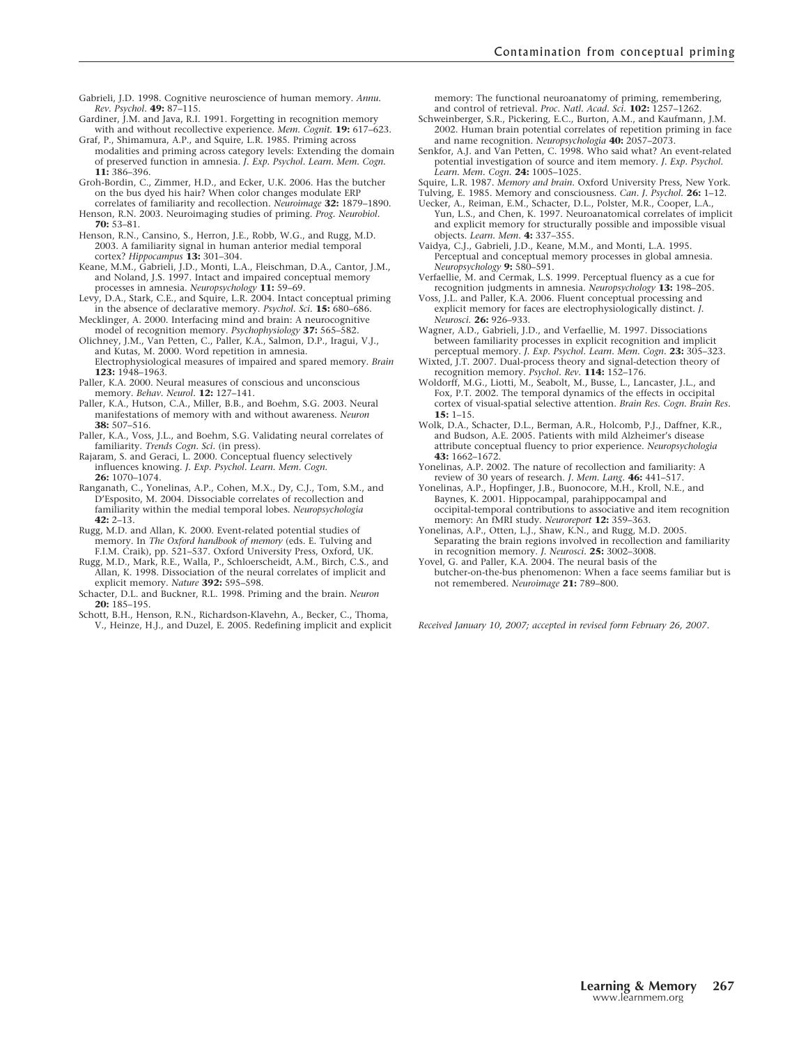Gabrieli, J.D. 1998. Cognitive neuroscience of human memory. *Annu. Rev. Psychol.* **49:** 87–115.

Gardiner, J.M. and Java, R.I. 1991. Forgetting in recognition memory with and without recollective experience. *Mem. Cognit.* **19:** 617–623.

Graf, P., Shimamura, A.P., and Squire, L.R. 1985. Priming across modalities and priming across category levels: Extending the domain of preserved function in amnesia. *J. Exp. Psychol. Learn. Mem. Cogn.* **11:** 386–396.

Groh-Bordin, C., Zimmer, H.D., and Ecker, U.K. 2006. Has the butcher on the bus dyed his hair? When color changes modulate ERP correlates of familiarity and recollection. *Neuroimage* **32:** 1879–1890.

Henson, R.N. 2003. Neuroimaging studies of priming. *Prog. Neurobiol.* **70:** 53–81.

Henson, R.N., Cansino, S., Herron, J.E., Robb, W.G., and Rugg, M.D. 2003. A familiarity signal in human anterior medial temporal cortex? *Hippocampus* **13:** 301–304.

Keane, M.M., Gabrieli, J.D., Monti, L.A., Fleischman, D.A., Cantor, J.M., and Noland, J.S. 1997. Intact and impaired conceptual memory processes in amnesia. *Neuropsychology* **11:** 59–69.

Levy, D.A., Stark, C.E., and Squire, L.R. 2004. Intact conceptual priming in the absence of declarative memory. *Psychol. Sci.* **15:** 680–686.

Mecklinger, A. 2000. Interfacing mind and brain: A neurocognitive model of recognition memory. *Psychophysiology* **37:** 565–582.

Olichney, J.M., Van Petten, C., Paller, K.A., Salmon, D.P., Iragui, V.J., and Kutas, M. 2000. Word repetition in amnesia. Electrophysiological measures of impaired and spared memory. *Brain* **123:** 1948–1963.

Paller, K.A. 2000. Neural measures of conscious and unconscious memory. *Behav. Neurol.* **12:** 127–141.

Paller, K.A., Hutson, C.A., Miller, B.B., and Boehm, S.G. 2003. Neural manifestations of memory with and without awareness. *Neuron* **38:** 507–516.

Paller, K.A., Voss, J.L., and Boehm, S.G. Validating neural correlates of familiarity. *Trends Cogn. Sci.* (in press).

Rajaram, S. and Geraci, L. 2000. Conceptual fluency selectively influences knowing. *J. Exp. Psychol. Learn. Mem. Cogn.* **26:** 1070–1074.

Ranganath, C., Yonelinas, A.P., Cohen, M.X., Dy, C.J., Tom, S.M., and D'Esposito, M. 2004. Dissociable correlates of recollection and familiarity within the medial temporal lobes. *Neuropsychologia* **42:** 2–13.

Rugg, M.D. and Allan, K. 2000. Event-related potential studies of memory. In *The Oxford handbook of memory* (eds. E. Tulving and F.I.M. Craik), pp. 521–537. Oxford University Press, Oxford, UK.

Rugg, M.D., Mark, R.E., Walla, P., Schloerscheidt, A.M., Birch, C.S., and Allan, K. 1998. Dissociation of the neural correlates of implicit and explicit memory. *Nature* **392:** 595–598.

Schacter, D.L. and Buckner, R.L. 1998. Priming and the brain. *Neuron* **20:** 185–195.

Schott, B.H., Henson, R.N., Richardson-Klavehn, A., Becker, C., Thoma, V., Heinze, H.J., and Duzel, E. 2005. Redefining implicit and explicit memory: The functional neuroanatomy of priming, remembering, and control of retrieval. *Proc. Natl. Acad. Sci.* **102:** 1257–1262.

Schweinberger, S.R., Pickering, E.C., Burton, A.M., and Kaufmann, J.M. 2002. Human brain potential correlates of repetition priming in face and name recognition. *Neuropsychologia* **40:** 2057–2073.

Senkfor, A.J. and Van Petten, C. 1998. Who said what? An event-related potential investigation of source and item memory. *J. Exp. Psychol. Learn. Mem. Cogn.* **24:** 1005–1025.

Squire, L.R. 1987. *Memory and brain.* Oxford University Press, New York.

Tulving, E. 1985. Memory and consciousness. *Can. J. Psychol.* **26:** 1–12.

Uecker, A., Reiman, E.M., Schacter, D.L., Polster, M.R., Cooper, L.A., Yun, L.S., and Chen, K. 1997. Neuroanatomical correlates of implicit and explicit memory for structurally possible and impossible visual objects. *Learn. Mem.* **4:** 337–355.

Vaidya, C.J., Gabrieli, J.D., Keane, M.M., and Monti, L.A. 1995. Perceptual and conceptual memory processes in global amnesia. *Neuropsychology* **9:** 580–591.

Verfaellie, M. and Cermak, L.S. 1999. Perceptual fluency as a cue for recognition judgments in amnesia. *Neuropsychology* **13:** 198–205.

Voss, J.L. and Paller, K.A. 2006. Fluent conceptual processing and explicit memory for faces are electrophysiologically distinct. *J. Neurosci.* **26:** 926–933.

Wagner, A.D., Gabrieli, J.D., and Verfaellie, M. 1997. Dissociations between familiarity processes in explicit recognition and implicit perceptual memory. *J. Exp. Psychol. Learn. Mem. Cogn.* **23:** 305–323.

Wixted, J.T. 2007. Dual-process theory and signal-detection theory of recognition memory. *Psychol. Rev.* **114:** 152–176.

Woldorff, M.G., Liotti, M., Seabolt, M., Busse, L., Lancaster, J.L., and Fox, P.T. 2002. The temporal dynamics of the effects in occipital cortex of visual-spatial selective attention. *Brain Res. Cogn. Brain Res.* **15:** 1–15.

Wolk, D.A., Schacter, D.L., Berman, A.R., Holcomb, P.J., Daffner, K.R., and Budson, A.E. 2005. Patients with mild Alzheimer's disease attribute conceptual fluency to prior experience. *Neuropsychologia* **43:** 1662–1672.

Yonelinas, A.P. 2002. The nature of recollection and familiarity: A review of 30 years of research. *J. Mem. Lang.* **46:** 441–517.

Yonelinas, A.P., Hopfinger, J.B., Buonocore, M.H., Kroll, N.E., and Baynes, K. 2001. Hippocampal, parahippocampal and occipital-temporal contributions to associative and item recognition memory: An fMRI study. *Neuroreport* **12:** 359–363.

Yonelinas, A.P., Otten, L.J., Shaw, K.N., and Rugg, M.D. 2005. Separating the brain regions involved in recollection and familiarity in recognition memory. *J. Neurosci.* **25:** 3002–3008.

Yovel, G. and Paller, K.A. 2004. The neural basis of the butcher-on-the-bus phenomenon: When a face seems familiar but is not remembered. *Neuroimage* **21:** 789–800.

*Received January 10, 2007; accepted in revised form February 26, 2007.*